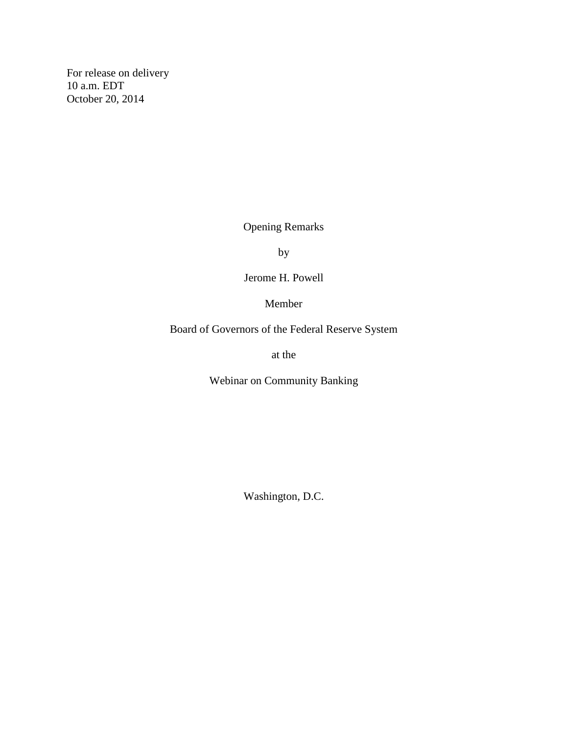For release on delivery
10 a.m. EDT
October 20, 2014

Opening Remarks

by

Jerome H. Powell

Member

Board of Governors of the Federal Reserve System

at the

Webinar on Community Banking

Washington, D.C.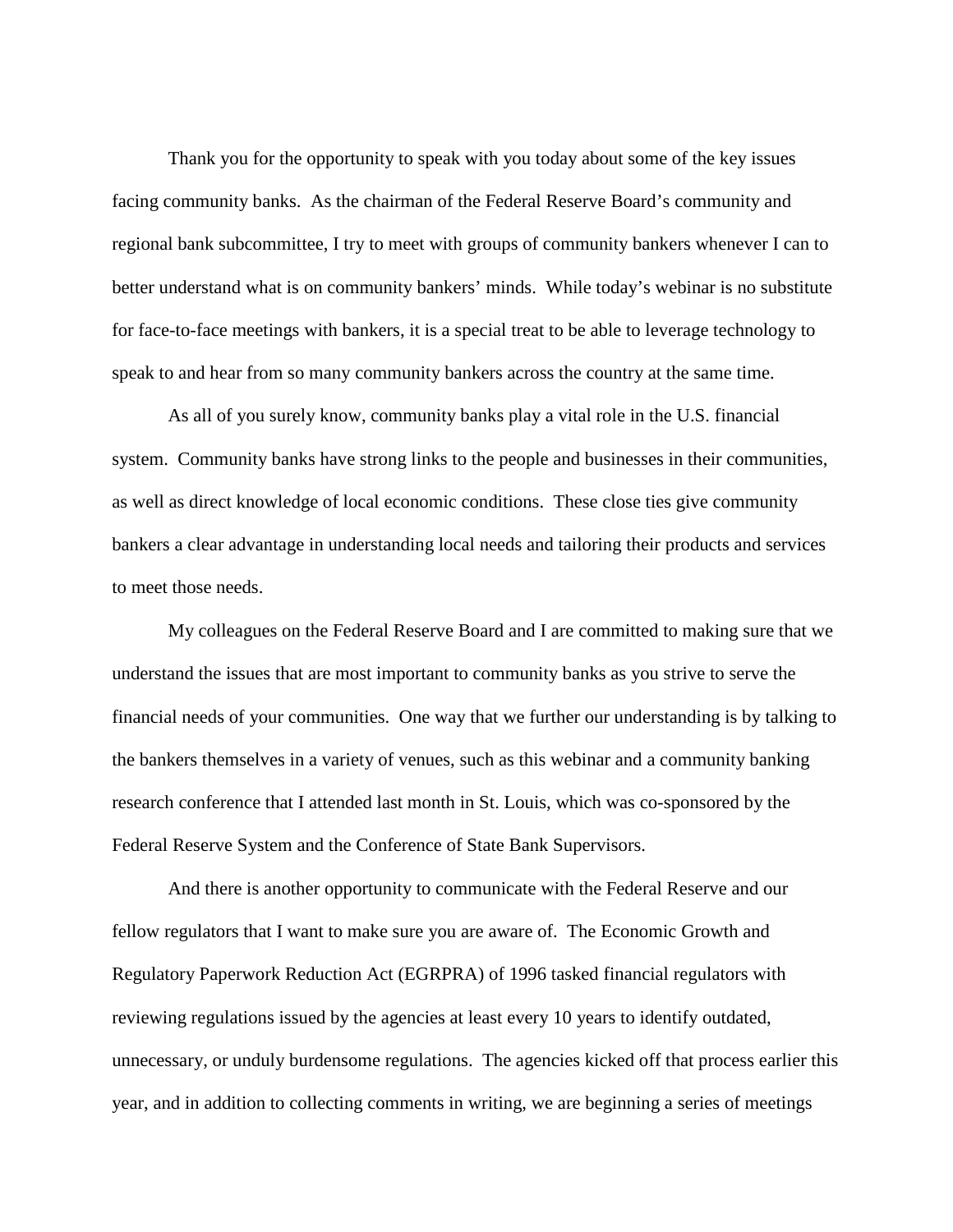Thank you for the opportunity to speak with you today about some of the key issues facing community banks. As the chairman of the Federal Reserve Board's community and regional bank subcommittee, I try to meet with groups of community bankers whenever I can to better understand what is on community bankers' minds. While today's webinar is no substitute for face-to-face meetings with bankers, it is a special treat to be able to leverage technology to speak to and hear from so many community bankers across the country at the same time.

As all of you surely know, community banks play a vital role in the U.S. financial system. Community banks have strong links to the people and businesses in their communities, as well as direct knowledge of local economic conditions. These close ties give community bankers a clear advantage in understanding local needs and tailoring their products and services to meet those needs.

My colleagues on the Federal Reserve Board and I are committed to making sure that we understand the issues that are most important to community banks as you strive to serve the financial needs of your communities. One way that we further our understanding is by talking to the bankers themselves in a variety of venues, such as this webinar and a community banking research conference that I attended last month in St. Louis, which was co-sponsored by the Federal Reserve System and the Conference of State Bank Supervisors.

And there is another opportunity to communicate with the Federal Reserve and our fellow regulators that I want to make sure you are aware of. The Economic Growth and Regulatory Paperwork Reduction Act (EGRPRA) of 1996 tasked financial regulators with reviewing regulations issued by the agencies at least every 10 years to identify outdated, unnecessary, or unduly burdensome regulations. The agencies kicked off that process earlier this year, and in addition to collecting comments in writing, we are beginning a series of meetings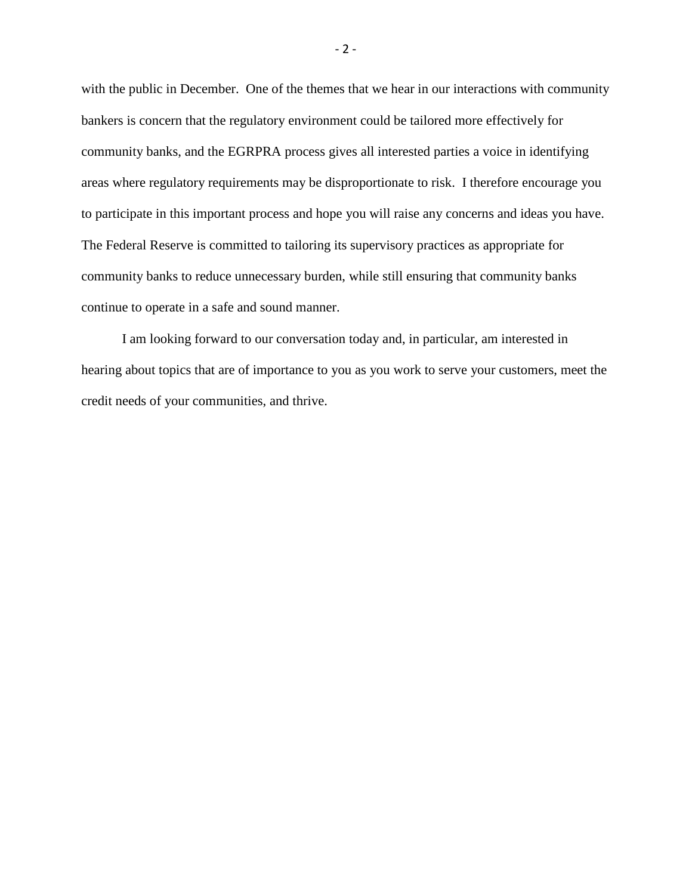with the public in December. One of the themes that we hear in our interactions with community bankers is concern that the regulatory environment could be tailored more effectively for community banks, and the EGRPRA process gives all interested parties a voice in identifying areas where regulatory requirements may be disproportionate to risk. I therefore encourage you to participate in this important process and hope you will raise any concerns and ideas you have. The Federal Reserve is committed to tailoring its supervisory practices as appropriate for community banks to reduce unnecessary burden, while still ensuring that community banks continue to operate in a safe and sound manner.

I am looking forward to our conversation today and, in particular, am interested in hearing about topics that are of importance to you as you work to serve your customers, meet the credit needs of your communities, and thrive.